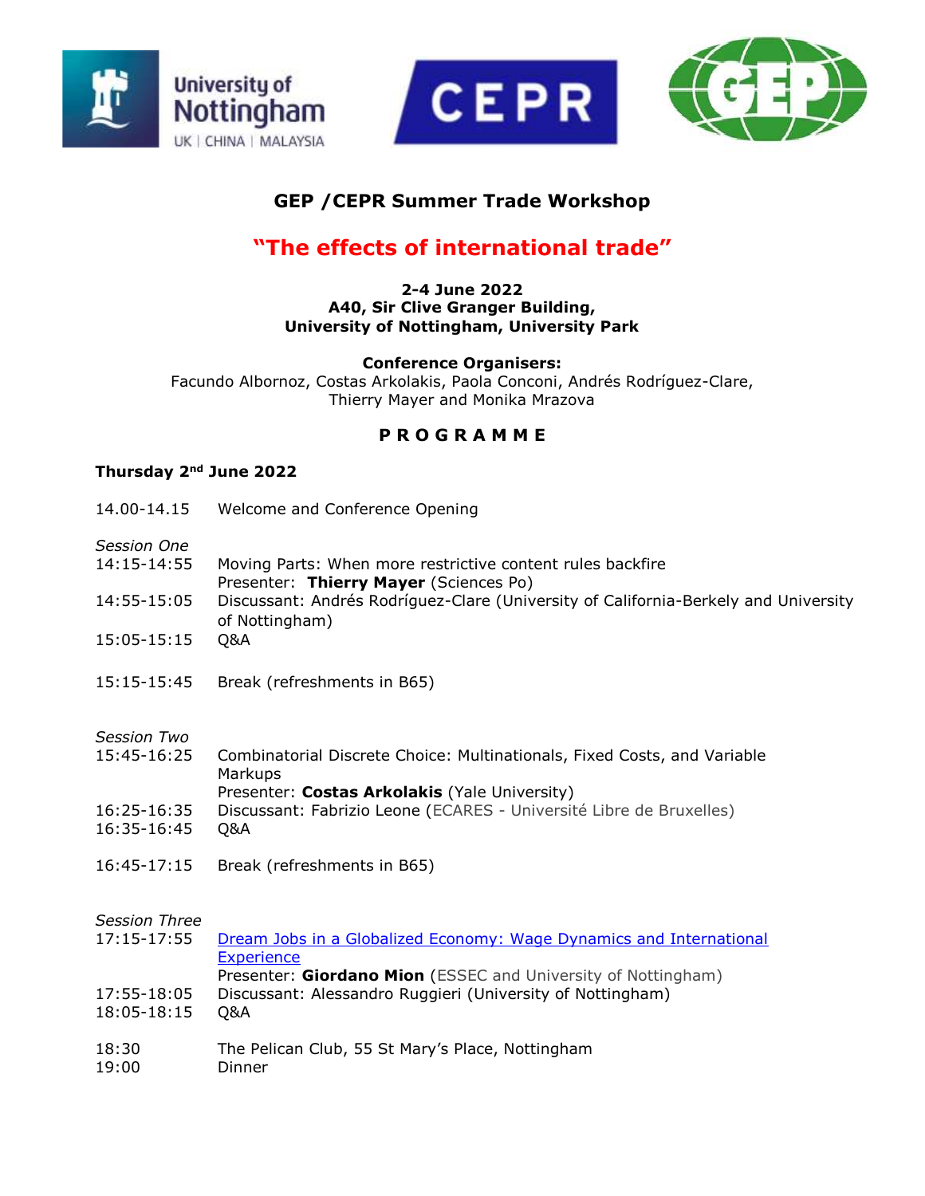# GEP /CEPR Summer Trade Workshop

## "The effects of international trade"

**2-4 June 2022**
**A40, Sir Clive Granger Building,**
**University of Nottingham, University Park**

**Conference Organisers:**
Facundo Albornoz, Costas Arkolakis, Paola Conconi, Andrés Rodríguez-Clare, Thierry Mayer and Monika Mrazova

### P R O G R A M M E

**Thursday 2nd June 2022**

14.00-14.15 Welcome and Conference Opening

*Session One*

14:15-14:55 Moving Parts: When more restrictive content rules backfire
Presenter: **Thierry Mayer** (Sciences Po)

14:55-15:05 Discussant: Andrés Rodríguez-Clare (University of California-Berkely and University of Nottingham)

15:05-15:15 Q&A

15:15-15:45 Break (refreshments in B65)

*Session Two*

15:45-16:25 Combinatorial Discrete Choice: Multinationals, Fixed Costs, and Variable Markups
Presenter: **Costas Arkolakis** (Yale University)

16:25-16:35 Discussant: Fabrizio Leone (ECARES - Université Libre de Bruxelles)

16:35-16:45 Q&A

16:45-17:15 Break (refreshments in B65)

*Session Three*

17:15-17:55 Dream Jobs in a Globalized Economy: Wage Dynamics and International Experience
Presenter: **Giordano Mion** (ESSEC and University of Nottingham)

17:55-18:05 Discussant: Alessandro Ruggieri (University of Nottingham)

18:05-18:15 Q&A

18:30 The Pelican Club, 55 St Mary's Place, Nottingham

19:00 Dinner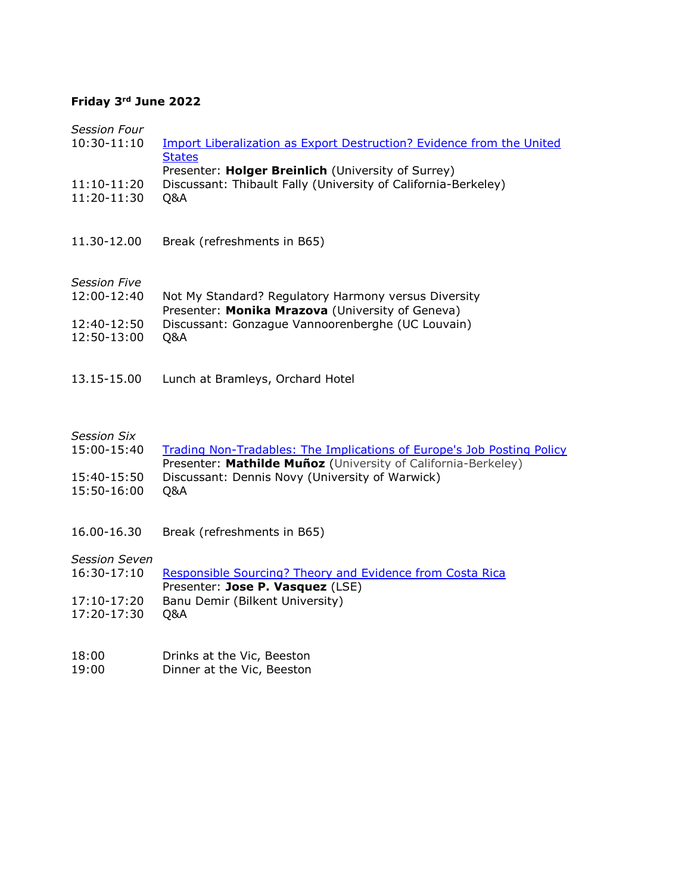**Friday 3rd June 2022**

*Session Four*

10:30-11:10 Import Liberalization as Export Destruction? Evidence from the United States
Presenter: **Holger Breinlich** (University of Surrey)

11:10-11:20 Discussant: Thibault Fally (University of California-Berkeley)

11:20-11:30 Q&A

11.30-12.00 Break (refreshments in B65)

*Session Five*

12:00-12:40 Not My Standard? Regulatory Harmony versus Diversity
Presenter: **Monika Mrazova** (University of Geneva)

12:40-12:50 Discussant: Gonzague Vannoorenberghe (UC Louvain)

12:50-13:00 Q&A

13.15-15.00 Lunch at Bramleys, Orchard Hotel

*Session Six*

15:00-15:40 Trading Non-Tradables: The Implications of Europe's Job Posting Policy
Presenter: **Mathilde Muñoz** (University of California-Berkeley)

15:40-15:50 Discussant: Dennis Novy (University of Warwick)

15:50-16:00 Q&A

16.00-16.30 Break (refreshments in B65)

*Session Seven*

16:30-17:10 Responsible Sourcing? Theory and Evidence from Costa Rica
Presenter: **Jose P. Vasquez** (LSE)

17:10-17:20 Banu Demir (Bilkent University)

17:20-17:30 Q&A

18:00 Drinks at the Vic, Beeston

19:00 Dinner at the Vic, Beeston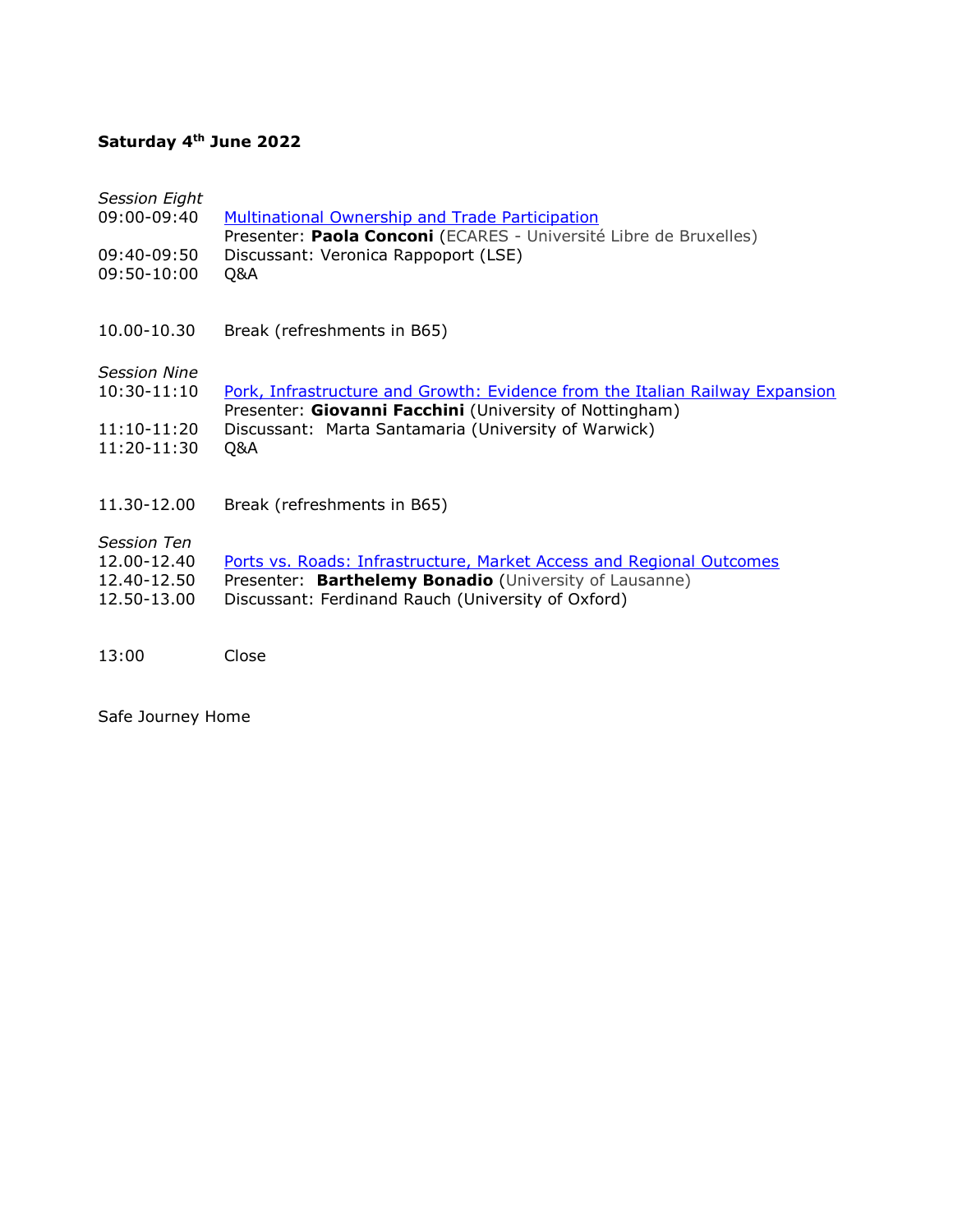**Saturday 4th June 2022**

*Session Eight*

09:00-09:40 Multinational Ownership and Trade Participation
Presenter: **Paola Conconi** (ECARES - Université Libre de Bruxelles)
09:40-09:50 Discussant: Veronica Rappoport (LSE)
09:50-10:00 Q&A

10.00-10.30 Break (refreshments in B65)

*Session Nine*

10:30-11:10 Pork, Infrastructure and Growth: Evidence from the Italian Railway Expansion
Presenter: **Giovanni Facchini** (University of Nottingham)
11:10-11:20 Discussant: Marta Santamaria (University of Warwick)
11:20-11:30 Q&A

11.30-12.00 Break (refreshments in B65)

*Session Ten*

12.00-12.40 Ports vs. Roads: Infrastructure, Market Access and Regional Outcomes
12.40-12.50 Presenter: **Barthelemy Bonadio** (University of Lausanne)
12.50-13.00 Discussant: Ferdinand Rauch (University of Oxford)

13:00 Close

Safe Journey Home